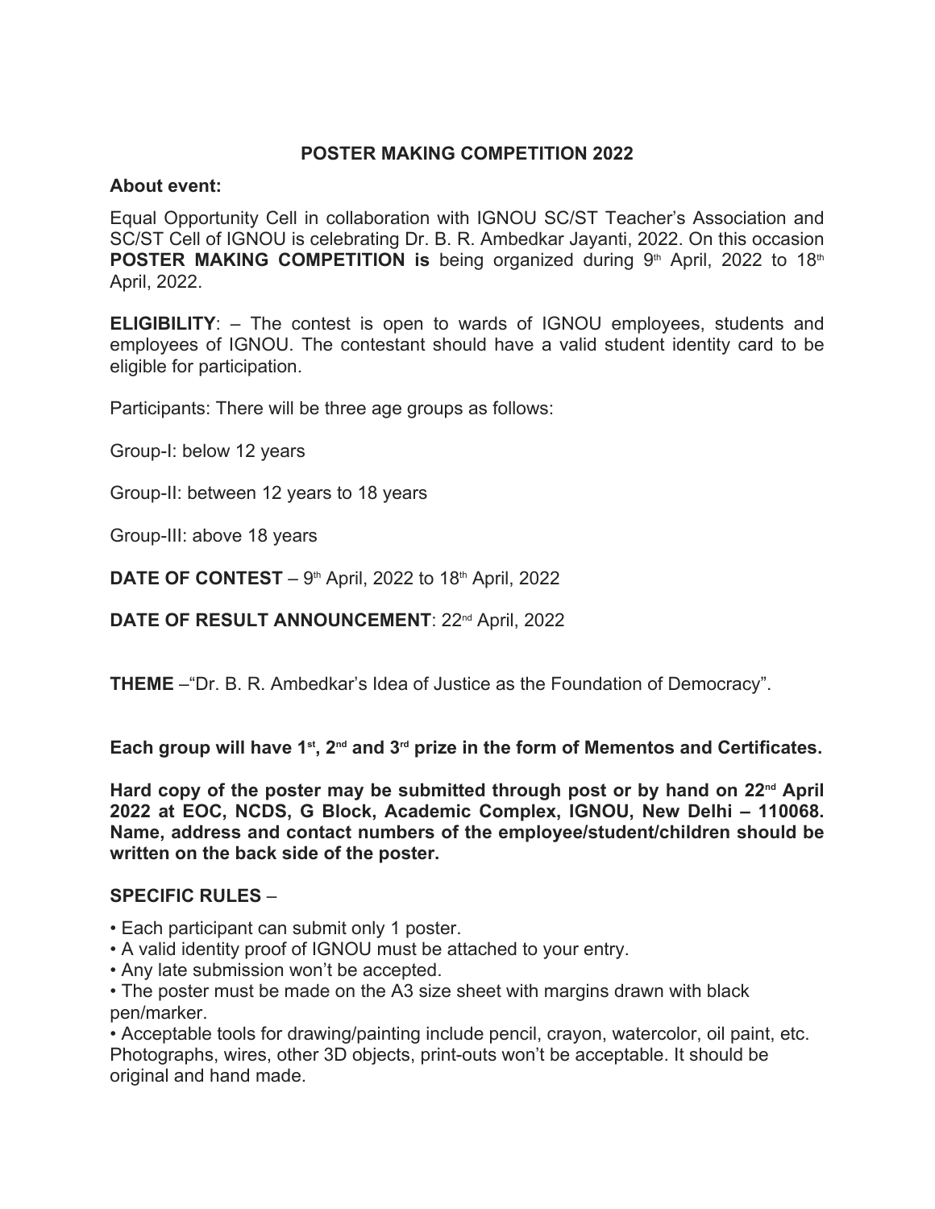# POSTER MAKING COMPETITION 2022

**About event:**

Equal Opportunity Cell in collaboration with IGNOU SC/ST Teacher's Association and SC/ST Cell of IGNOU is celebrating Dr. B. R. Ambedkar Jayanti, 2022. On this occasion **POSTER MAKING COMPETITION is** being organized during 9th April, 2022 to 18th April, 2022.

**ELIGIBILITY**: – The contest is open to wards of IGNOU employees, students and employees of IGNOU. The contestant should have a valid student identity card to be eligible for participation.

Participants: There will be three age groups as follows:

Group-I: below 12 years

Group-II: between 12 years to 18 years

Group-III: above 18 years

**DATE OF CONTEST** – 9th April, 2022 to 18th April, 2022

**DATE OF RESULT ANNOUNCEMENT**: 22nd April, 2022

**THEME** –"Dr. B. R. Ambedkar's Idea of Justice as the Foundation of Democracy".

**Each group will have 1st, 2nd and 3rd prize in the form of Mementos and Certificates.**

**Hard copy of the poster may be submitted through post or by hand on 22nd April 2022 at EOC, NCDS, G Block, Academic Complex, IGNOU, New Delhi – 110068. Name, address and contact numbers of the employee/student/children should be written on the back side of the poster.**

**SPECIFIC RULES** –

- Each participant can submit only 1 poster.
- A valid identity proof of IGNOU must be attached to your entry.
- Any late submission won't be accepted.
- The poster must be made on the A3 size sheet with margins drawn with black pen/marker.
- Acceptable tools for drawing/painting include pencil, crayon, watercolor, oil paint, etc. Photographs, wires, other 3D objects, print-outs won't be acceptable. It should be original and hand made.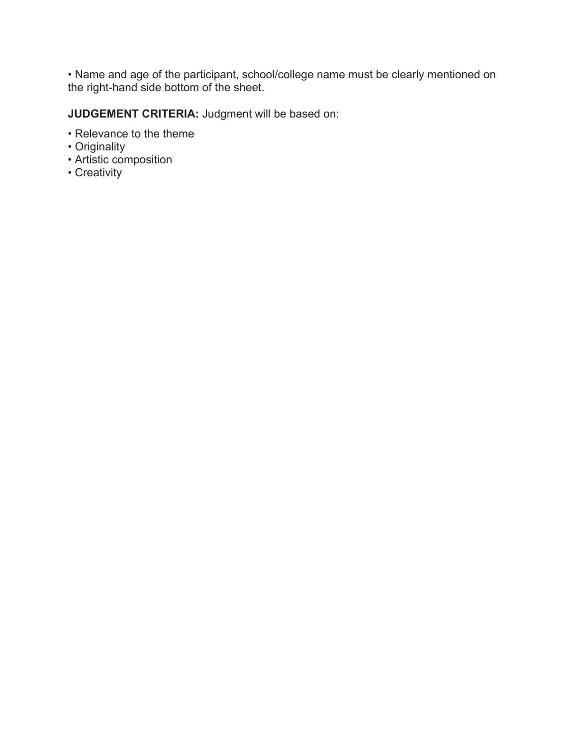- Name and age of the participant, school/college name must be clearly mentioned on the right-hand side bottom of the sheet.

**JUDGEMENT CRITERIA:** Judgment will be based on:

- Relevance to the theme
- Originality
- Artistic composition
- Creativity